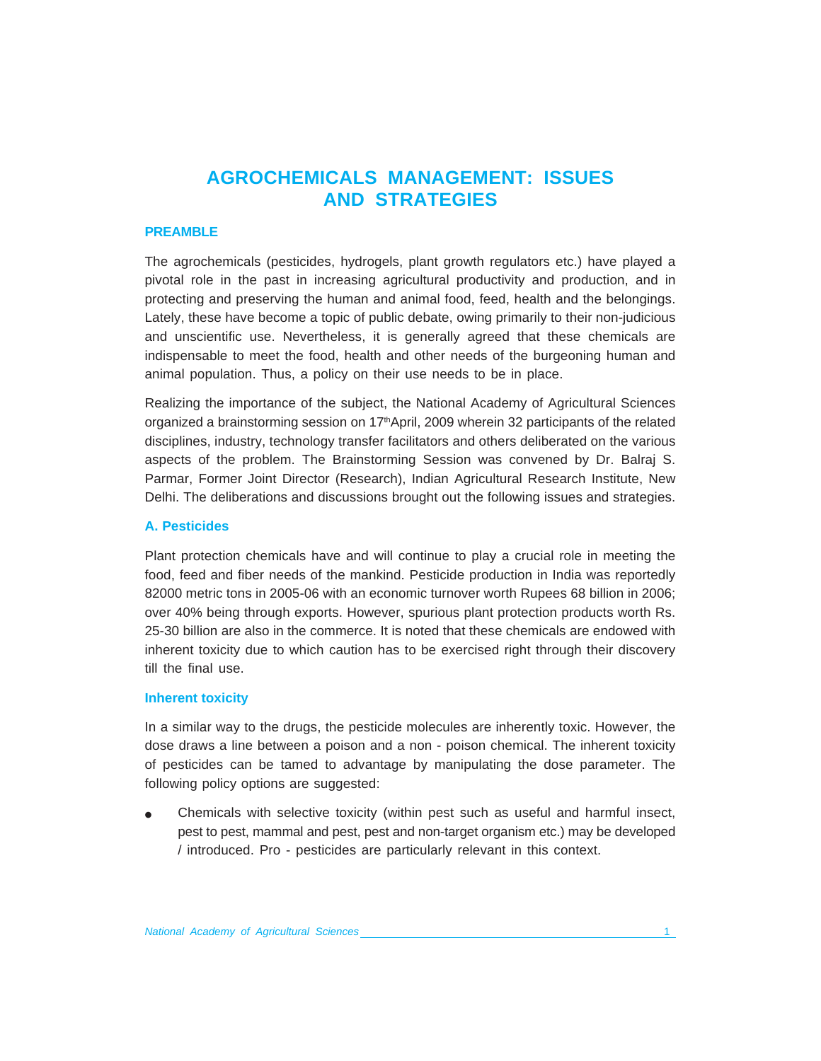# AGROCHEMICALS MANAGEMENT: ISSUES AND STRATEGIES

## PREAMBLE

The agrochemicals (pesticides, hydrogels, plant growth regulators etc.) have played a pivotal role in the past in increasing agricultural productivity and production, and in protecting and preserving the human and animal food, feed, health and the belongings. Lately, these have become a topic of public debate, owing primarily to their non-judicious and unscientific use. Nevertheless, it is generally agreed that these chemicals are indispensable to meet the food, health and other needs of the burgeoning human and animal population. Thus, a policy on their use needs to be in place.

Realizing the importance of the subject, the National Academy of Agricultural Sciences organized a brainstorming session on 17th April, 2009 wherein 32 participants of the related disciplines, industry, technology transfer facilitators and others deliberated on the various aspects of the problem. The Brainstorming Session was convened by Dr. Balraj S. Parmar, Former Joint Director (Research), Indian Agricultural Research Institute, New Delhi. The deliberations and discussions brought out the following issues and strategies.

## A. Pesticides

Plant protection chemicals have and will continue to play a crucial role in meeting the food, feed and fiber needs of the mankind. Pesticide production in India was reportedly 82000 metric tons in 2005-06 with an economic turnover worth Rupees 68 billion in 2006; over 40% being through exports. However, spurious plant protection products worth Rs. 25-30 billion are also in the commerce. It is noted that these chemicals are endowed with inherent toxicity due to which caution has to be exercised right through their discovery till the final use.

### Inherent toxicity

In a similar way to the drugs, the pesticide molecules are inherently toxic. However, the dose draws a line between a poison and a non - poison chemical. The inherent toxicity of pesticides can be tamed to advantage by manipulating the dose parameter. The following policy options are suggested:

- Chemicals with selective toxicity (within pest such as useful and harmful insect, pest to pest, mammal and pest, pest and non-target organism etc.) may be developed / introduced. Pro - pesticides are particularly relevant in this context.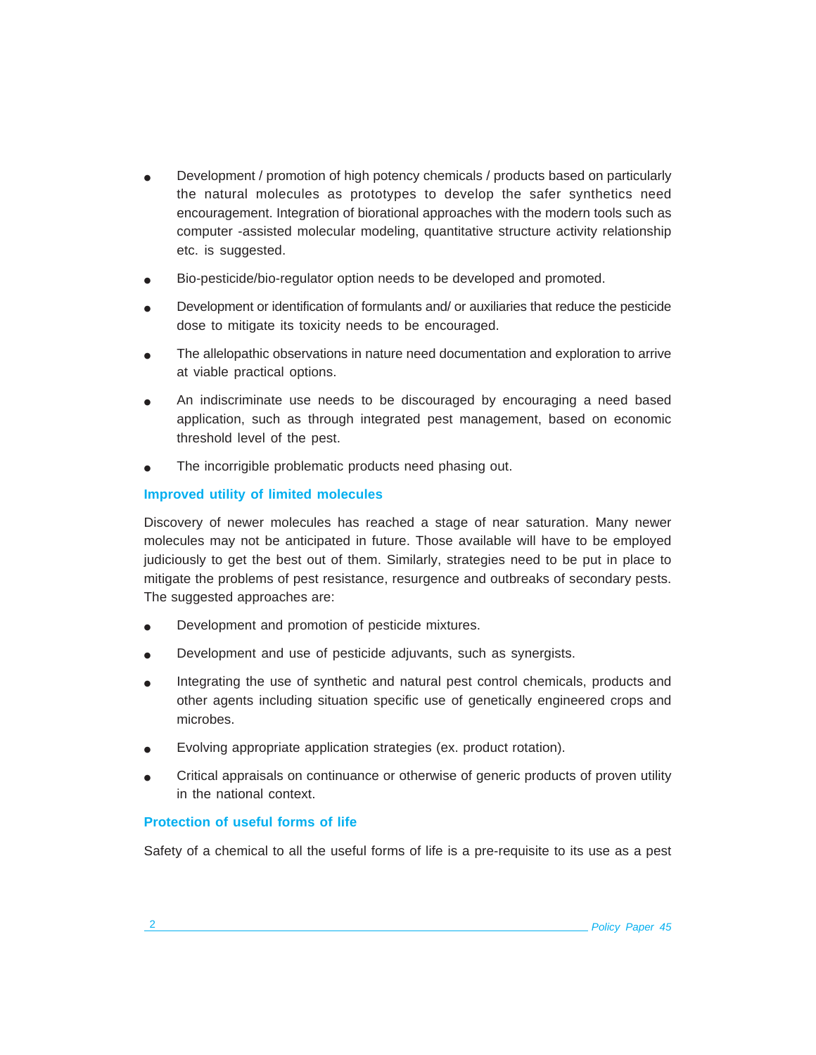- Development / promotion of high potency chemicals / products based on particularly the natural molecules as prototypes to develop the safer synthetics need encouragement. Integration of biorational approaches with the modern tools such as computer -assisted molecular modeling, quantitative structure activity relationship etc. is suggested.
- Bio-pesticide/bio-regulator option needs to be developed and promoted.
- Development or identification of formulants and/ or auxiliaries that reduce the pesticide dose to mitigate its toxicity needs to be encouraged.
- The allelopathic observations in nature need documentation and exploration to arrive at viable practical options.
- An indiscriminate use needs to be discouraged by encouraging a need based application, such as through integrated pest management, based on economic threshold level of the pest.
- The incorrigible problematic products need phasing out.

### Improved utility of limited molecules

Discovery of newer molecules has reached a stage of near saturation. Many newer molecules may not be anticipated in future. Those available will have to be employed judiciously to get the best out of them. Similarly, strategies need to be put in place to mitigate the problems of pest resistance, resurgence and outbreaks of secondary pests. The suggested approaches are:

- Development and promotion of pesticide mixtures.
- Development and use of pesticide adjuvants, such as synergists.
- Integrating the use of synthetic and natural pest control chemicals, products and other agents including situation specific use of genetically engineered crops and microbes.
- Evolving appropriate application strategies (ex. product rotation).
- Critical appraisals on continuance or otherwise of generic products of proven utility in the national context.

### Protection of useful forms of life

Safety of a chemical to all the useful forms of life is a pre-requisite to its use as a pest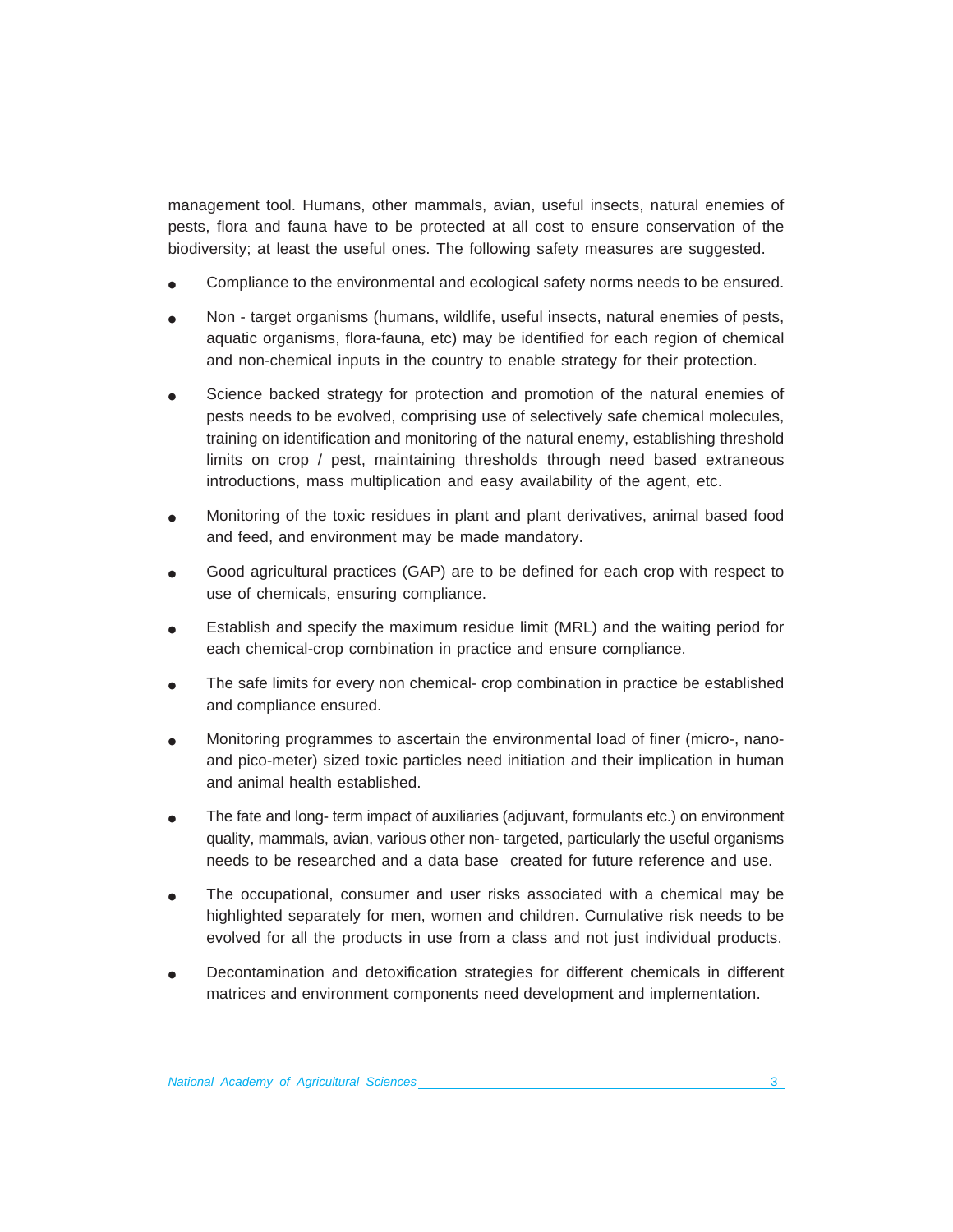management tool. Humans, other mammals, avian, useful insects, natural enemies of pests, flora and fauna have to be protected at all cost to ensure conservation of the biodiversity; at least the useful ones. The following safety measures are suggested.

- Compliance to the environmental and ecological safety norms needs to be ensured.
- Non - target organisms (humans, wildlife, useful insects, natural enemies of pests, aquatic organisms, flora-fauna, etc) may be identified for each region of chemical and non-chemical inputs in the country to enable strategy for their protection.
- Science backed strategy for protection and promotion of the natural enemies of pests needs to be evolved, comprising use of selectively safe chemical molecules, training on identification and monitoring of the natural enemy, establishing threshold limits on crop / pest, maintaining thresholds through need based extraneous introductions, mass multiplication and easy availability of the agent, etc.
- Monitoring of the toxic residues in plant and plant derivatives, animal based food and feed, and environment may be made mandatory.
- Good agricultural practices (GAP) are to be defined for each crop with respect to use of chemicals, ensuring compliance.
- Establish and specify the maximum residue limit (MRL) and the waiting period for each chemical-crop combination in practice and ensure compliance.
- The safe limits for every non chemical- crop combination in practice be established and compliance ensured.
- Monitoring programmes to ascertain the environmental load of finer (micro-, nano- and pico-meter) sized toxic particles need initiation and their implication in human and animal health established.
- The fate and long- term impact of auxiliaries (adjuvant, formulants etc.) on environment quality, mammals, avian, various other non- targeted, particularly the useful organisms needs to be researched and a data base created for future reference and use.
- The occupational, consumer and user risks associated with a chemical may be highlighted separately for men, women and children. Cumulative risk needs to be evolved for all the products in use from a class and not just individual products.
- Decontamination and detoxification strategies for different chemicals in different matrices and environment components need development and implementation.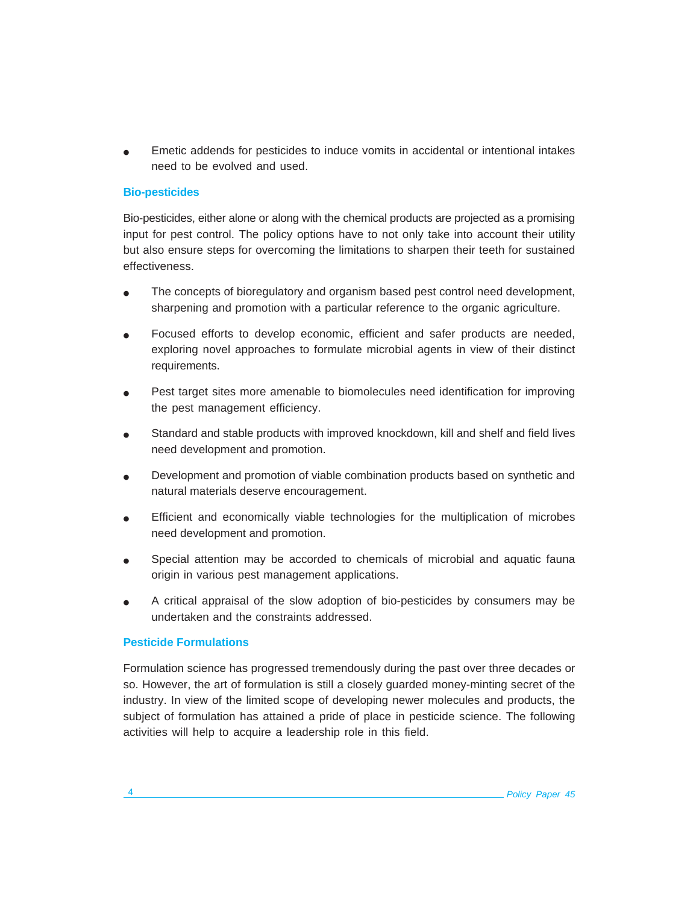- Emetic addends for pesticides to induce vomits in accidental or intentional intakes need to be evolved and used.

## Bio-pesticides

Bio-pesticides, either alone or along with the chemical products are projected as a promising input for pest control. The policy options have to not only take into account their utility but also ensure steps for overcoming the limitations to sharpen their teeth for sustained effectiveness.

- The concepts of bioregulatory and organism based pest control need development, sharpening and promotion with a particular reference to the organic agriculture.
- Focused efforts to develop economic, efficient and safer products are needed, exploring novel approaches to formulate microbial agents in view of their distinct requirements.
- Pest target sites more amenable to biomolecules need identification for improving the pest management efficiency.
- Standard and stable products with improved knockdown, kill and shelf and field lives need development and promotion.
- Development and promotion of viable combination products based on synthetic and natural materials deserve encouragement.
- Efficient and economically viable technologies for the multiplication of microbes need development and promotion.
- Special attention may be accorded to chemicals of microbial and aquatic fauna origin in various pest management applications.
- A critical appraisal of the slow adoption of bio-pesticides by consumers may be undertaken and the constraints addressed.

## Pesticide Formulations

Formulation science has progressed tremendously during the past over three decades or so. However, the art of formulation is still a closely guarded money-minting secret of the industry. In view of the limited scope of developing newer molecules and products, the subject of formulation has attained a pride of place in pesticide science. The following activities will help to acquire a leadership role in this field.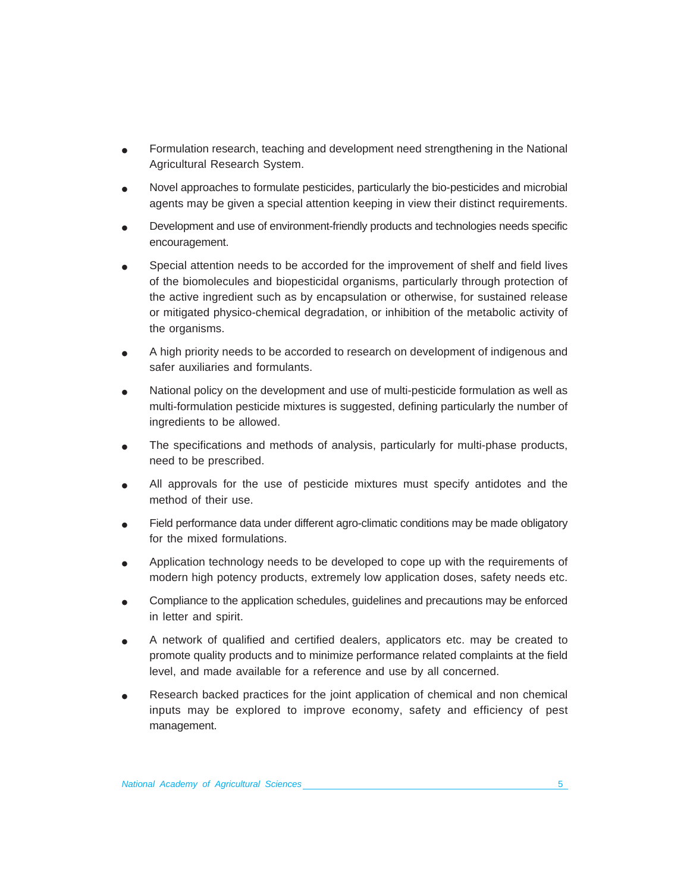- Formulation research, teaching and development need strengthening in the National Agricultural Research System.
- Novel approaches to formulate pesticides, particularly the bio-pesticides and microbial agents may be given a special attention keeping in view their distinct requirements.
- Development and use of environment-friendly products and technologies needs specific encouragement.
- Special attention needs to be accorded for the improvement of shelf and field lives of the biomolecules and biopesticidal organisms, particularly through protection of the active ingredient such as by encapsulation or otherwise, for sustained release or mitigated physico-chemical degradation, or inhibition of the metabolic activity of the organisms.
- A high priority needs to be accorded to research on development of indigenous and safer auxiliaries and formulants.
- National policy on the development and use of multi-pesticide formulation as well as multi-formulation pesticide mixtures is suggested, defining particularly the number of ingredients to be allowed.
- The specifications and methods of analysis, particularly for multi-phase products, need to be prescribed.
- All approvals for the use of pesticide mixtures must specify antidotes and the method of their use.
- Field performance data under different agro-climatic conditions may be made obligatory for the mixed formulations.
- Application technology needs to be developed to cope up with the requirements of modern high potency products, extremely low application doses, safety needs etc.
- Compliance to the application schedules, guidelines and precautions may be enforced in letter and spirit.
- A network of qualified and certified dealers, applicators etc. may be created to promote quality products and to minimize performance related complaints at the field level, and made available for a reference and use by all concerned.
- Research backed practices for the joint application of chemical and non chemical inputs may be explored to improve economy, safety and efficiency of pest management.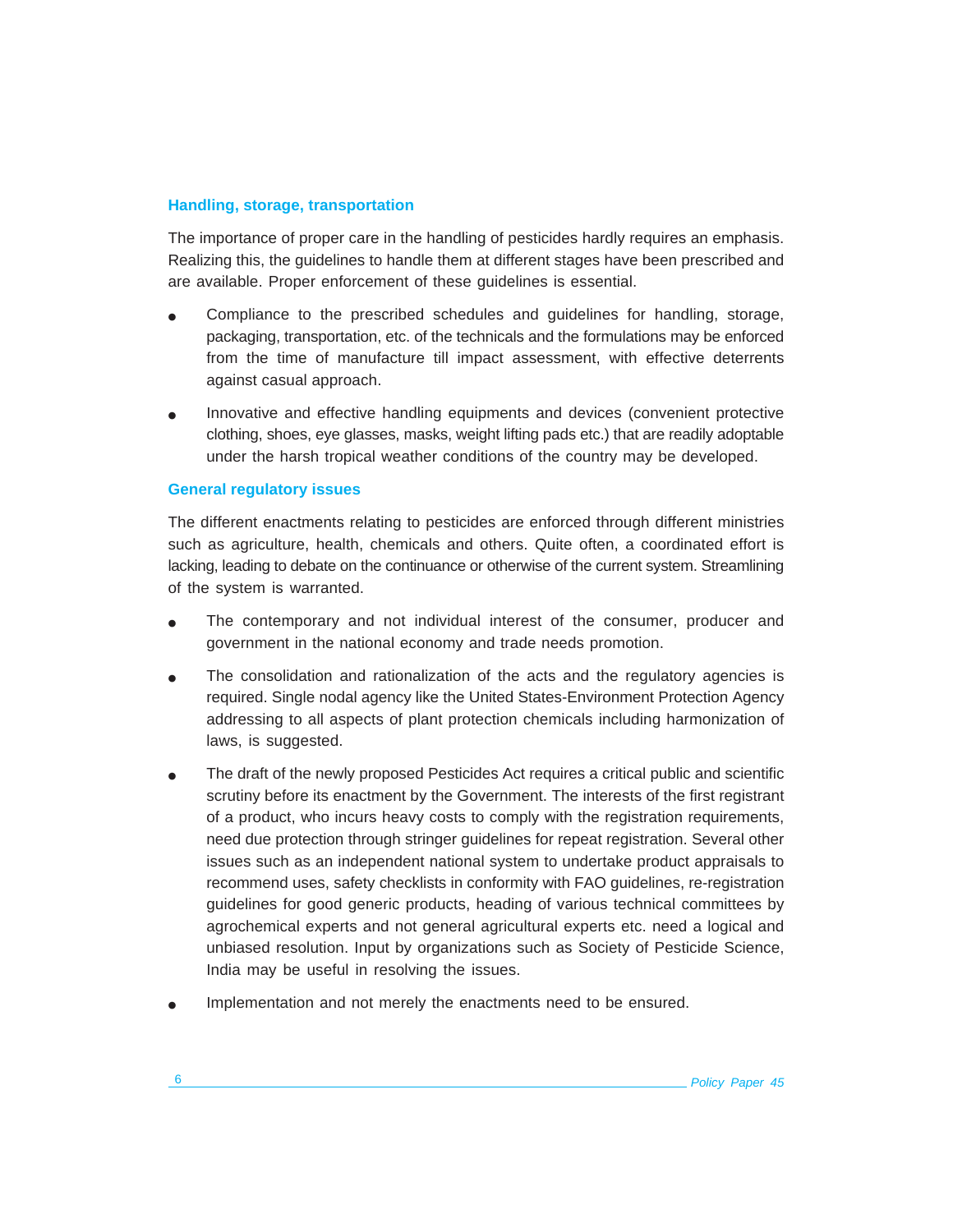## Handling, storage, transportation

The importance of proper care in the handling of pesticides hardly requires an emphasis. Realizing this, the guidelines to handle them at different stages have been prescribed and are available. Proper enforcement of these guidelines is essential.

- Compliance to the prescribed schedules and guidelines for handling, storage, packaging, transportation, etc. of the technicals and the formulations may be enforced from the time of manufacture till impact assessment, with effective deterrents against casual approach.
- Innovative and effective handling equipments and devices (convenient protective clothing, shoes, eye glasses, masks, weight lifting pads etc.) that are readily adoptable under the harsh tropical weather conditions of the country may be developed.

## General regulatory issues

The different enactments relating to pesticides are enforced through different ministries such as agriculture, health, chemicals and others. Quite often, a coordinated effort is lacking, leading to debate on the continuance or otherwise of the current system. Streamlining of the system is warranted.

- The contemporary and not individual interest of the consumer, producer and government in the national economy and trade needs promotion.
- The consolidation and rationalization of the acts and the regulatory agencies is required. Single nodal agency like the United States-Environment Protection Agency addressing to all aspects of plant protection chemicals including harmonization of laws, is suggested.
- The draft of the newly proposed Pesticides Act requires a critical public and scientific scrutiny before its enactment by the Government. The interests of the first registrant of a product, who incurs heavy costs to comply with the registration requirements, need due protection through stringer guidelines for repeat registration. Several other issues such as an independent national system to undertake product appraisals to recommend uses, safety checklists in conformity with FAO guidelines, re-registration guidelines for good generic products, heading of various technical committees by agrochemical experts and not general agricultural experts etc. need a logical and unbiased resolution. Input by organizations such as Society of Pesticide Science, India may be useful in resolving the issues.
- Implementation and not merely the enactments need to be ensured.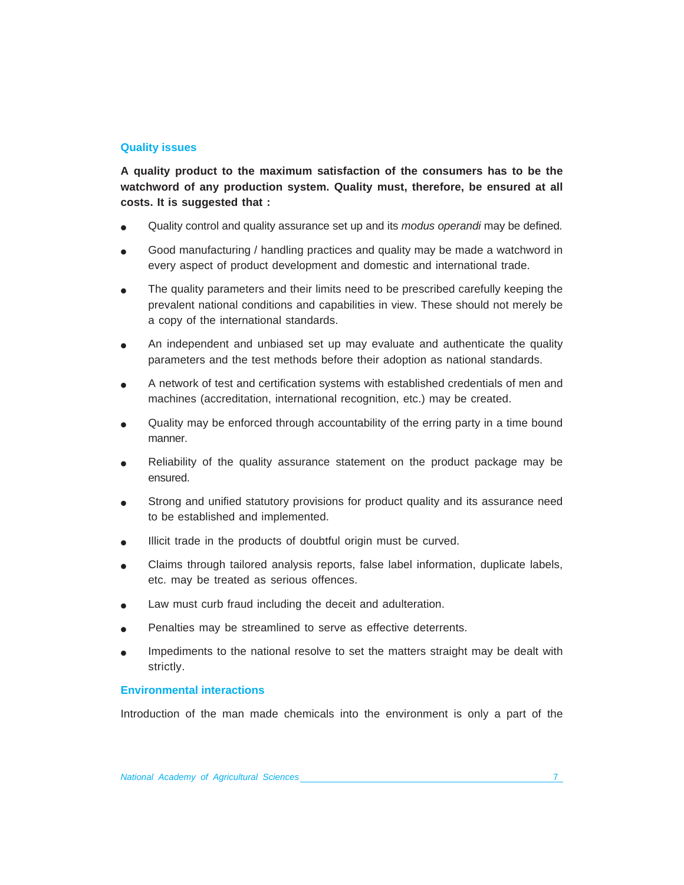## Quality issues

**A quality product to the maximum satisfaction of the consumers has to be the watchword of any production system. Quality must, therefore, be ensured at all costs. It is suggested that :**

- Quality control and quality assurance set up and its *modus operandi* may be defined.
- Good manufacturing / handling practices and quality may be made a watchword in every aspect of product development and domestic and international trade.
- The quality parameters and their limits need to be prescribed carefully keeping the prevalent national conditions and capabilities in view. These should not merely be a copy of the international standards.
- An independent and unbiased set up may evaluate and authenticate the quality parameters and the test methods before their adoption as national standards.
- A network of test and certification systems with established credentials of men and machines (accreditation, international recognition, etc.) may be created.
- Quality may be enforced through accountability of the erring party in a time bound manner.
- Reliability of the quality assurance statement on the product package may be ensured.
- Strong and unified statutory provisions for product quality and its assurance need to be established and implemented.
- Illicit trade in the products of doubtful origin must be curved.
- Claims through tailored analysis reports, false label information, duplicate labels, etc. may be treated as serious offences.
- Law must curb fraud including the deceit and adulteration.
- Penalties may be streamlined to serve as effective deterrents.
- Impediments to the national resolve to set the matters straight may be dealt with strictly.

## Environmental interactions

Introduction of the man made chemicals into the environment is only a part of the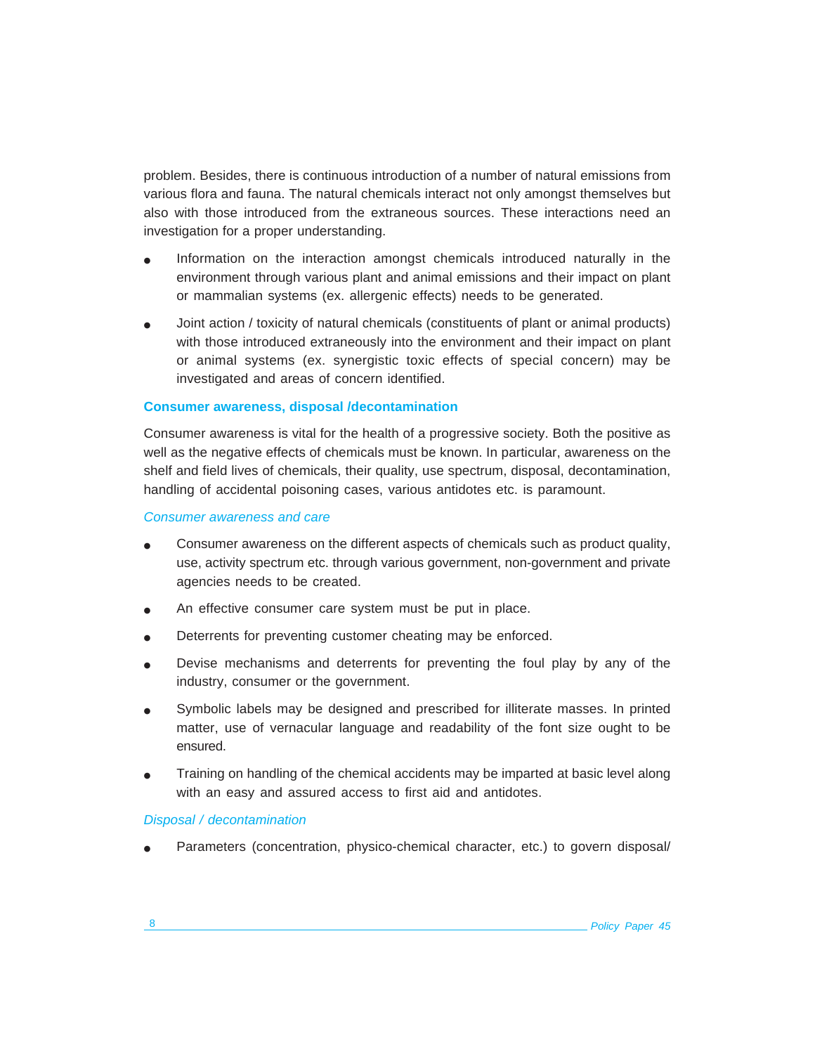problem. Besides, there is continuous introduction of a number of natural emissions from various flora and fauna. The natural chemicals interact not only amongst themselves but also with those introduced from the extraneous sources. These interactions need an investigation for a proper understanding.

- Information on the interaction amongst chemicals introduced naturally in the environment through various plant and animal emissions and their impact on plant or mammalian systems (ex. allergenic effects) needs to be generated.
- Joint action / toxicity of natural chemicals (constituents of plant or animal products) with those introduced extraneously into the environment and their impact on plant or animal systems (ex. synergistic toxic effects of special concern) may be investigated and areas of concern identified.

## Consumer awareness, disposal /decontamination

Consumer awareness is vital for the health of a progressive society. Both the positive as well as the negative effects of chemicals must be known. In particular, awareness on the shelf and field lives of chemicals, their quality, use spectrum, disposal, decontamination, handling of accidental poisoning cases, various antidotes etc. is paramount.

### *Consumer awareness and care*

- Consumer awareness on the different aspects of chemicals such as product quality, use, activity spectrum etc. through various government, non-government and private agencies needs to be created.
- An effective consumer care system must be put in place.
- Deterrents for preventing customer cheating may be enforced.
- Devise mechanisms and deterrents for preventing the foul play by any of the industry, consumer or the government.
- Symbolic labels may be designed and prescribed for illiterate masses. In printed matter, use of vernacular language and readability of the font size ought to be ensured.
- Training on handling of the chemical accidents may be imparted at basic level along with an easy and assured access to first aid and antidotes.

### *Disposal / decontamination*

- Parameters (concentration, physico-chemical character, etc.) to govern disposal/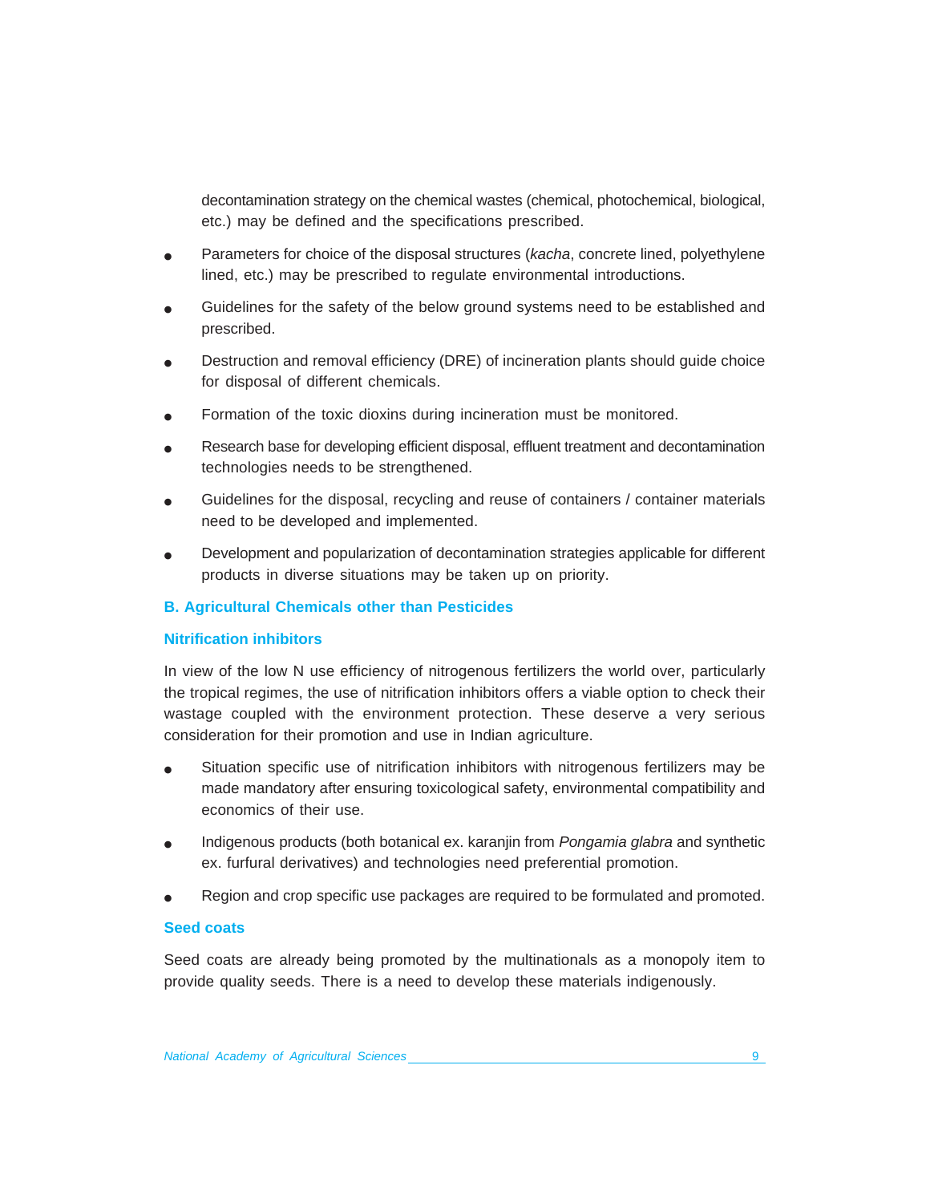decontamination strategy on the chemical wastes (chemical, photochemical, biological, etc.) may be defined and the specifications prescribed.

- Parameters for choice of the disposal structures (*kacha*, concrete lined, polyethylene lined, etc.) may be prescribed to regulate environmental introductions.
- Guidelines for the safety of the below ground systems need to be established and prescribed.
- Destruction and removal efficiency (DRE) of incineration plants should guide choice for disposal of different chemicals.
- Formation of the toxic dioxins during incineration must be monitored.
- Research base for developing efficient disposal, effluent treatment and decontamination technologies needs to be strengthened.
- Guidelines for the disposal, recycling and reuse of containers / container materials need to be developed and implemented.
- Development and popularization of decontamination strategies applicable for different products in diverse situations may be taken up on priority.

## B. Agricultural Chemicals other than Pesticides

### Nitrification inhibitors

In view of the low N use efficiency of nitrogenous fertilizers the world over, particularly the tropical regimes, the use of nitrification inhibitors offers a viable option to check their wastage coupled with the environment protection. These deserve a very serious consideration for their promotion and use in Indian agriculture.

- Situation specific use of nitrification inhibitors with nitrogenous fertilizers may be made mandatory after ensuring toxicological safety, environmental compatibility and economics of their use.
- Indigenous products (both botanical ex. karanjin from *Pongamia glabra* and synthetic ex. furfural derivatives) and technologies need preferential promotion.
- Region and crop specific use packages are required to be formulated and promoted.

### Seed coats

Seed coats are already being promoted by the multinationals as a monopoly item to provide quality seeds. There is a need to develop these materials indigenously.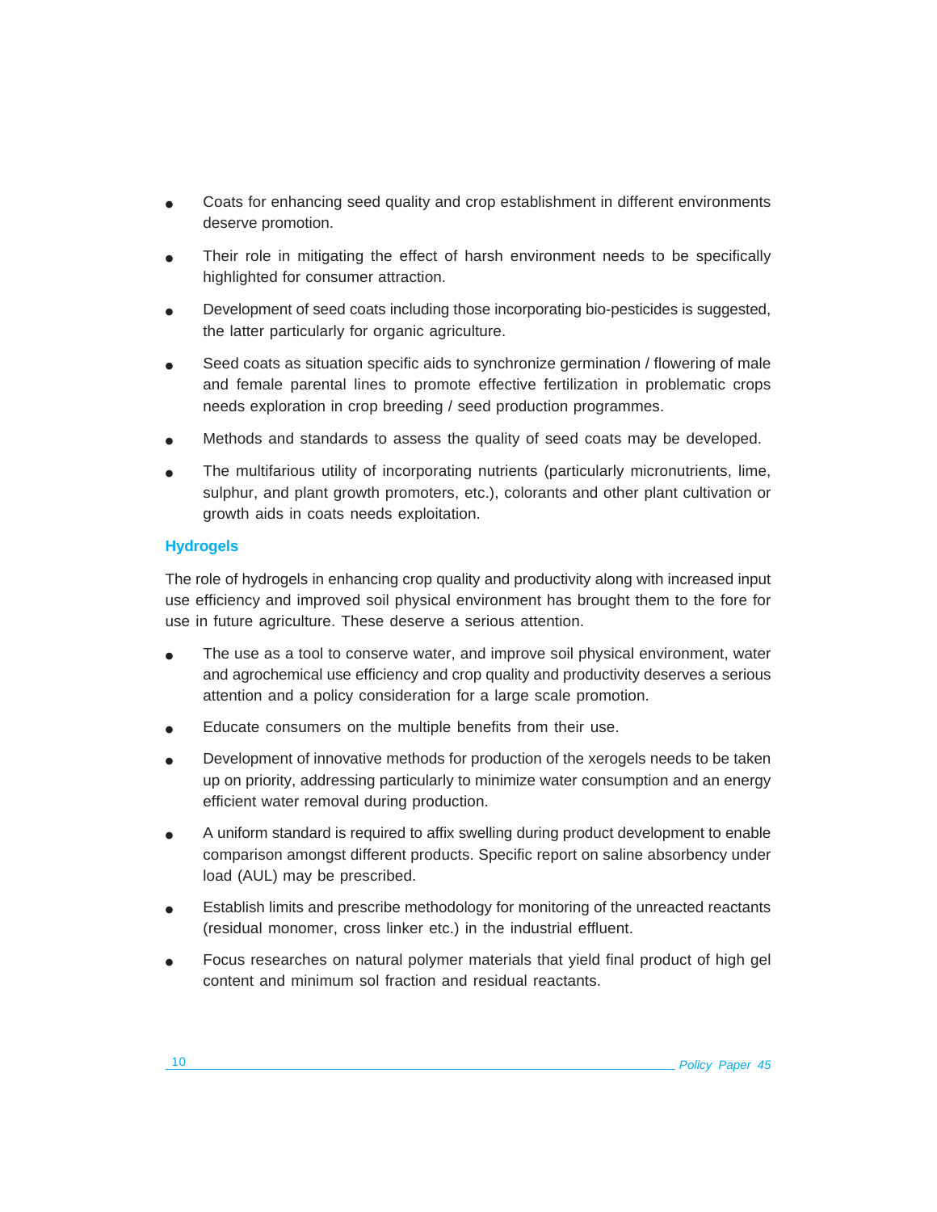- Coats for enhancing seed quality and crop establishment in different environments deserve promotion.
- Their role in mitigating the effect of harsh environment needs to be specifically highlighted for consumer attraction.
- Development of seed coats including those incorporating bio-pesticides is suggested, the latter particularly for organic agriculture.
- Seed coats as situation specific aids to synchronize germination / flowering of male and female parental lines to promote effective fertilization in problematic crops needs exploration in crop breeding / seed production programmes.
- Methods and standards to assess the quality of seed coats may be developed.
- The multifarious utility of incorporating nutrients (particularly micronutrients, lime, sulphur, and plant growth promoters, etc.), colorants and other plant cultivation or growth aids in coats needs exploitation.

### Hydrogels

The role of hydrogels in enhancing crop quality and productivity along with increased input use efficiency and improved soil physical environment has brought them to the fore for use in future agriculture. These deserve a serious attention.

- The use as a tool to conserve water, and improve soil physical environment, water and agrochemical use efficiency and crop quality and productivity deserves a serious attention and a policy consideration for a large scale promotion.
- Educate consumers on the multiple benefits from their use.
- Development of innovative methods for production of the xerogels needs to be taken up on priority, addressing particularly to minimize water consumption and an energy efficient water removal during production.
- A uniform standard is required to affix swelling during product development to enable comparison amongst different products. Specific report on saline absorbency under load (AUL) may be prescribed.
- Establish limits and prescribe methodology for monitoring of the unreacted reactants (residual monomer, cross linker etc.) in the industrial effluent.
- Focus researches on natural polymer materials that yield final product of high gel content and minimum sol fraction and residual reactants.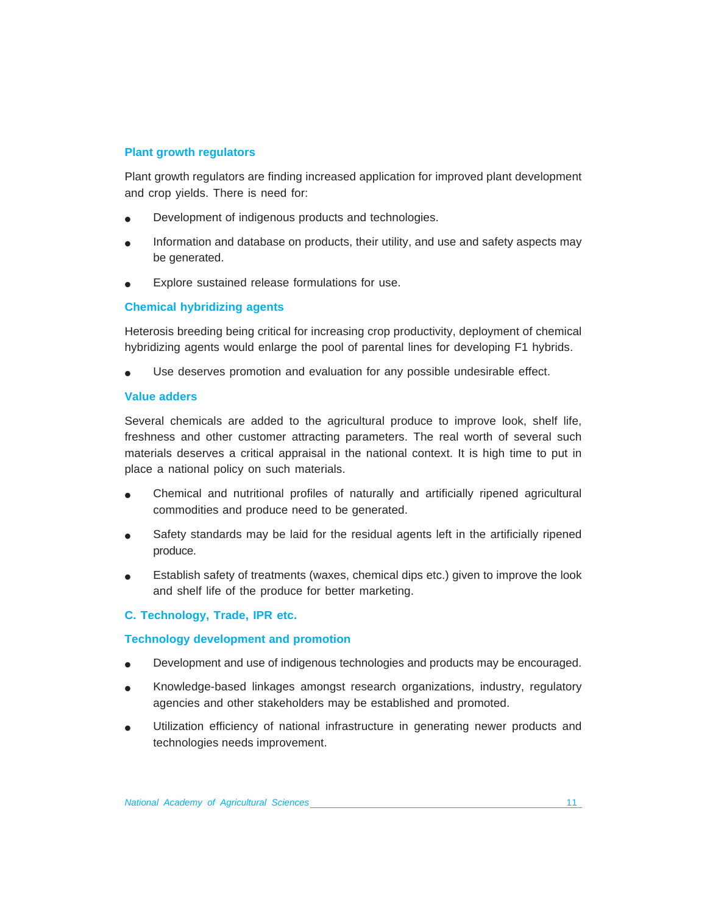### Plant growth regulators

Plant growth regulators are finding increased application for improved plant development and crop yields. There is need for:

- Development of indigenous products and technologies.
- Information and database on products, their utility, and use and safety aspects may be generated.
- Explore sustained release formulations for use.

### Chemical hybridizing agents

Heterosis breeding being critical for increasing crop productivity, deployment of chemical hybridizing agents would enlarge the pool of parental lines for developing F1 hybrids.

- Use deserves promotion and evaluation for any possible undesirable effect.

### Value adders

Several chemicals are added to the agricultural produce to improve look, shelf life, freshness and other customer attracting parameters. The real worth of several such materials deserves a critical appraisal in the national context. It is high time to put in place a national policy on such materials.

- Chemical and nutritional profiles of naturally and artificially ripened agricultural commodities and produce need to be generated.
- Safety standards may be laid for the residual agents left in the artificially ripened produce.
- Establish safety of treatments (waxes, chemical dips etc.) given to improve the look and shelf life of the produce for better marketing.

## C. Technology, Trade, IPR etc.

### Technology development and promotion

- Development and use of indigenous technologies and products may be encouraged.
- Knowledge-based linkages amongst research organizations, industry, regulatory agencies and other stakeholders may be established and promoted.
- Utilization efficiency of national infrastructure in generating newer products and technologies needs improvement.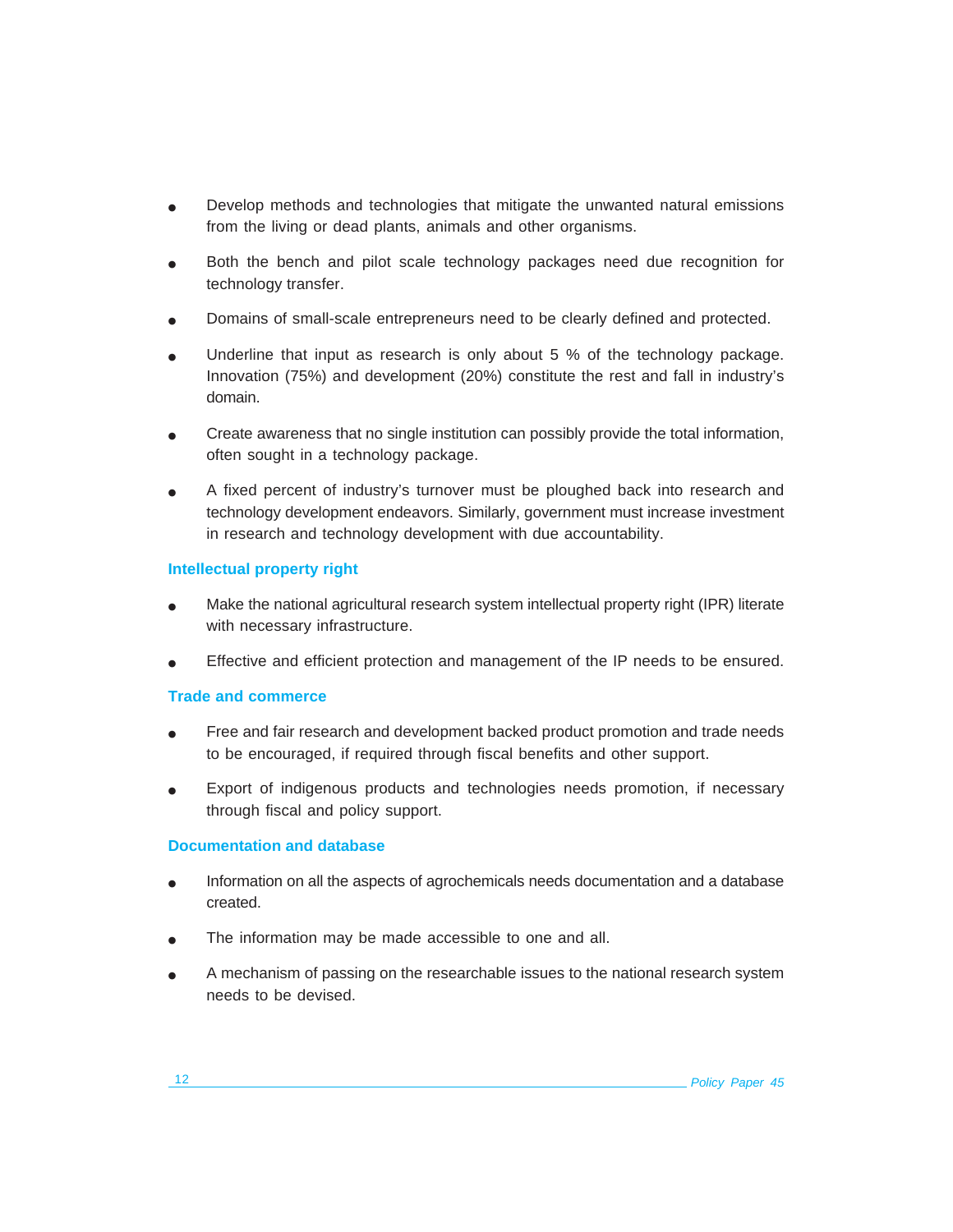- Develop methods and technologies that mitigate the unwanted natural emissions from the living or dead plants, animals and other organisms.
- Both the bench and pilot scale technology packages need due recognition for technology transfer.
- Domains of small-scale entrepreneurs need to be clearly defined and protected.
- Underline that input as research is only about 5 % of the technology package. Innovation (75%) and development (20%) constitute the rest and fall in industry's domain.
- Create awareness that no single institution can possibly provide the total information, often sought in a technology package.
- A fixed percent of industry's turnover must be ploughed back into research and technology development endeavors. Similarly, government must increase investment in research and technology development with due accountability.

### Intellectual property right

- Make the national agricultural research system intellectual property right (IPR) literate with necessary infrastructure.
- Effective and efficient protection and management of the IP needs to be ensured.

### Trade and commerce

- Free and fair research and development backed product promotion and trade needs to be encouraged, if required through fiscal benefits and other support.
- Export of indigenous products and technologies needs promotion, if necessary through fiscal and policy support.

### Documentation and database

- Information on all the aspects of agrochemicals needs documentation and a database created.
- The information may be made accessible to one and all.
- A mechanism of passing on the researchable issues to the national research system needs to be devised.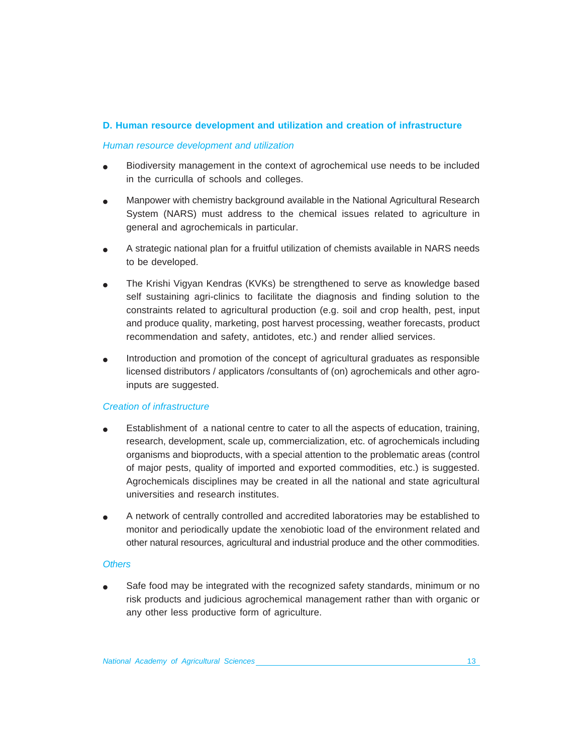## D. Human resource development and utilization and creation of infrastructure

*Human resource development and utilization*

- Biodiversity management in the context of agrochemical use needs to be included in the curriculla of schools and colleges.
- Manpower with chemistry background available in the National Agricultural Research System (NARS) must address to the chemical issues related to agriculture in general and agrochemicals in particular.
- A strategic national plan for a fruitful utilization of chemists available in NARS needs to be developed.
- The Krishi Vigyan Kendras (KVKs) be strengthened to serve as knowledge based self sustaining agri-clinics to facilitate the diagnosis and finding solution to the constraints related to agricultural production (e.g. soil and crop health, pest, input and produce quality, marketing, post harvest processing, weather forecasts, product recommendation and safety, antidotes, etc.) and render allied services.
- Introduction and promotion of the concept of agricultural graduates as responsible licensed distributors / applicators /consultants of (on) agrochemicals and other agro-inputs are suggested.

*Creation of infrastructure*

- Establishment of a national centre to cater to all the aspects of education, training, research, development, scale up, commercialization, etc. of agrochemicals including organisms and bioproducts, with a special attention to the problematic areas (control of major pests, quality of imported and exported commodities, etc.) is suggested. Agrochemicals disciplines may be created in all the national and state agricultural universities and research institutes.
- A network of centrally controlled and accredited laboratories may be established to monitor and periodically update the xenobiotic load of the environment related and other natural resources, agricultural and industrial produce and the other commodities.

*Others*

- Safe food may be integrated with the recognized safety standards, minimum or no risk products and judicious agrochemical management rather than with organic or any other less productive form of agriculture.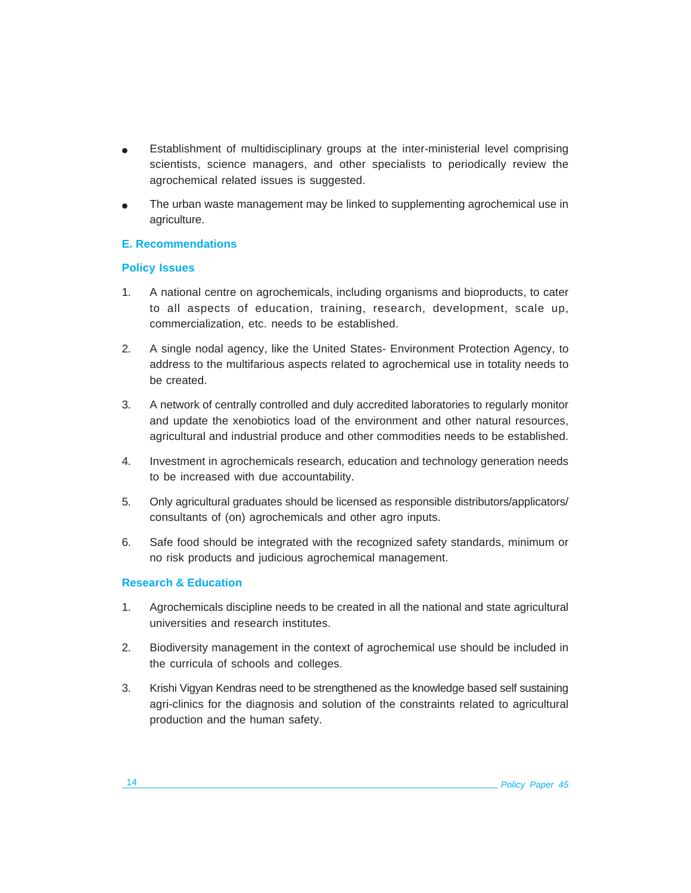- Establishment of multidisciplinary groups at the inter-ministerial level comprising scientists, science managers, and other specialists to periodically review the agrochemical related issues is suggested.
- The urban waste management may be linked to supplementing agrochemical use in agriculture.

## E. Recommendations

### Policy Issues

1. A national centre on agrochemicals, including organisms and bioproducts, to cater to all aspects of education, training, research, development, scale up, commercialization, etc. needs to be established.
2. A single nodal agency, like the United States- Environment Protection Agency, to address to the multifarious aspects related to agrochemical use in totality needs to be created.
3. A network of centrally controlled and duly accredited laboratories to regularly monitor and update the xenobiotics load of the environment and other natural resources, agricultural and industrial produce and other commodities needs to be established.
4. Investment in agrochemicals research, education and technology generation needs to be increased with due accountability.
5. Only agricultural graduates should be licensed as responsible distributors/applicators/consultants of (on) agrochemicals and other agro inputs.
6. Safe food should be integrated with the recognized safety standards, minimum or no risk products and judicious agrochemical management.

### Research & Education

1. Agrochemicals discipline needs to be created in all the national and state agricultural universities and research institutes.
2. Biodiversity management in the context of agrochemical use should be included in the curricula of schools and colleges.
3. Krishi Vigyan Kendras need to be strengthened as the knowledge based self sustaining agri-clinics for the diagnosis and solution of the constraints related to agricultural production and the human safety.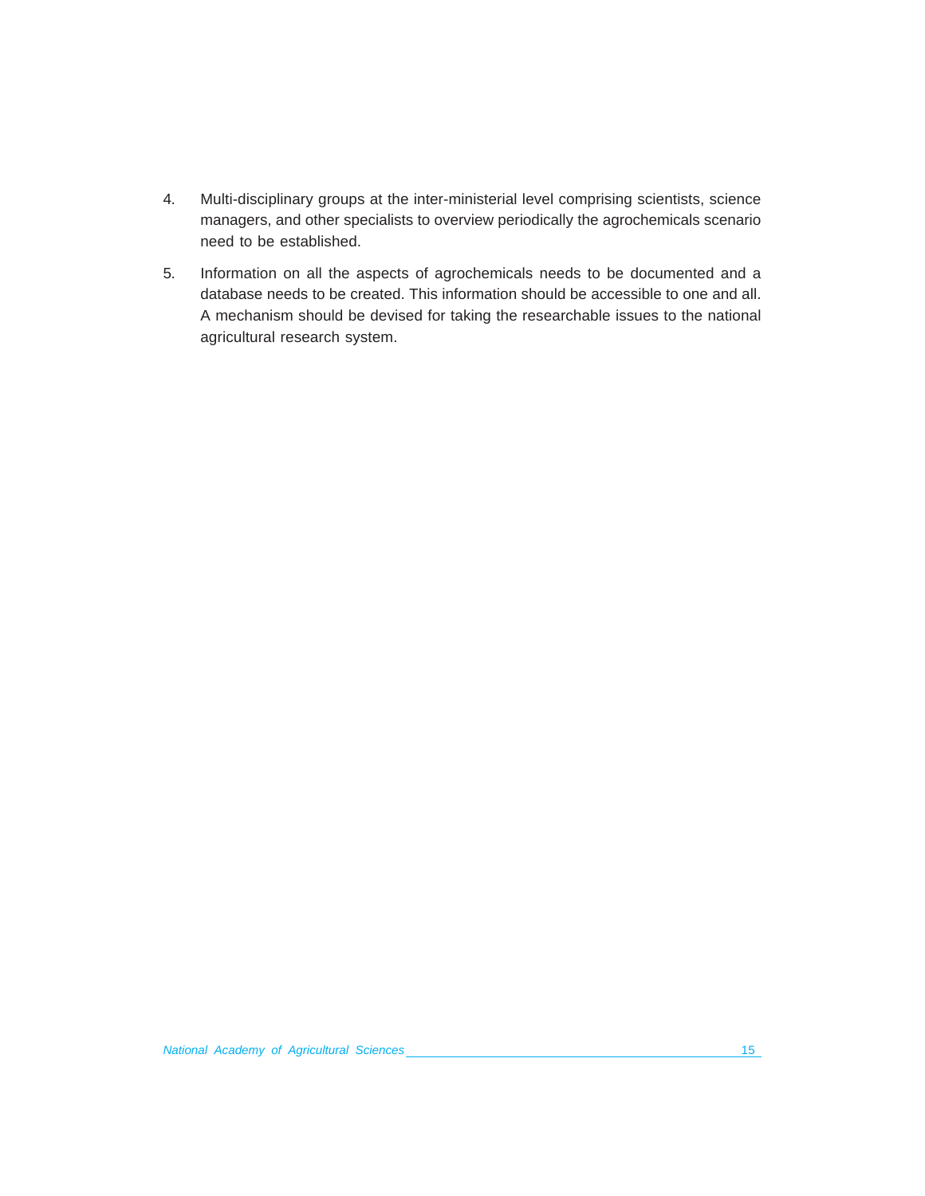4. Multi-disciplinary groups at the inter-ministerial level comprising scientists, science managers, and other specialists to overview periodically the agrochemicals scenario need to be established.

5. Information on all the aspects of agrochemicals needs to be documented and a database needs to be created. This information should be accessible to one and all. A mechanism should be devised for taking the researchable issues to the national agricultural research system.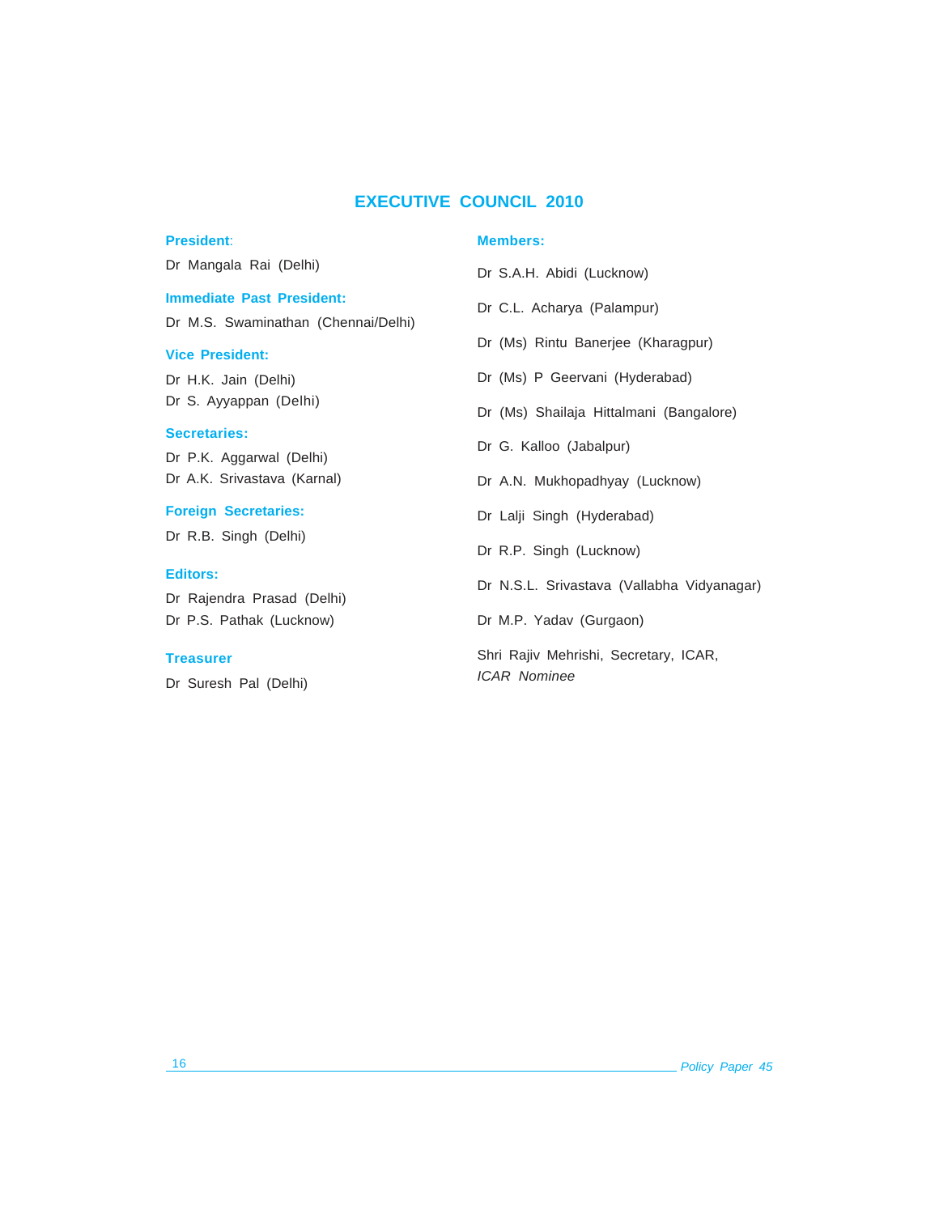# EXECUTIVE COUNCIL 2010

**President:**

Dr Mangala Rai (Delhi)

**Immediate Past President:**

Dr M.S. Swaminathan (Chennai/Delhi)

**Vice President:**

Dr H.K. Jain (Delhi)
Dr S. Ayyappan (Delhi)

**Secretaries:**

Dr P.K. Aggarwal (Delhi)
Dr A.K. Srivastava (Karnal)

**Foreign Secretaries:**

Dr R.B. Singh (Delhi)

**Editors:**

Dr Rajendra Prasad (Delhi)
Dr P.S. Pathak (Lucknow)

**Treasurer**

Dr Suresh Pal (Delhi)

**Members:**

Dr S.A.H. Abidi (Lucknow)

Dr C.L. Acharya (Palampur)

Dr (Ms) Rintu Banerjee (Kharagpur)

Dr (Ms) P Geervani (Hyderabad)

Dr (Ms) Shailaja Hittalmani (Bangalore)

Dr G. Kalloo (Jabalpur)

Dr A.N. Mukhopadhyay (Lucknow)

Dr Lalji Singh (Hyderabad)

Dr R.P. Singh (Lucknow)

Dr N.S.L. Srivastava (Vallabha Vidyanagar)

Dr M.P. Yadav (Gurgaon)

Shri Rajiv Mehrishi, Secretary, ICAR,
*ICAR Nominee*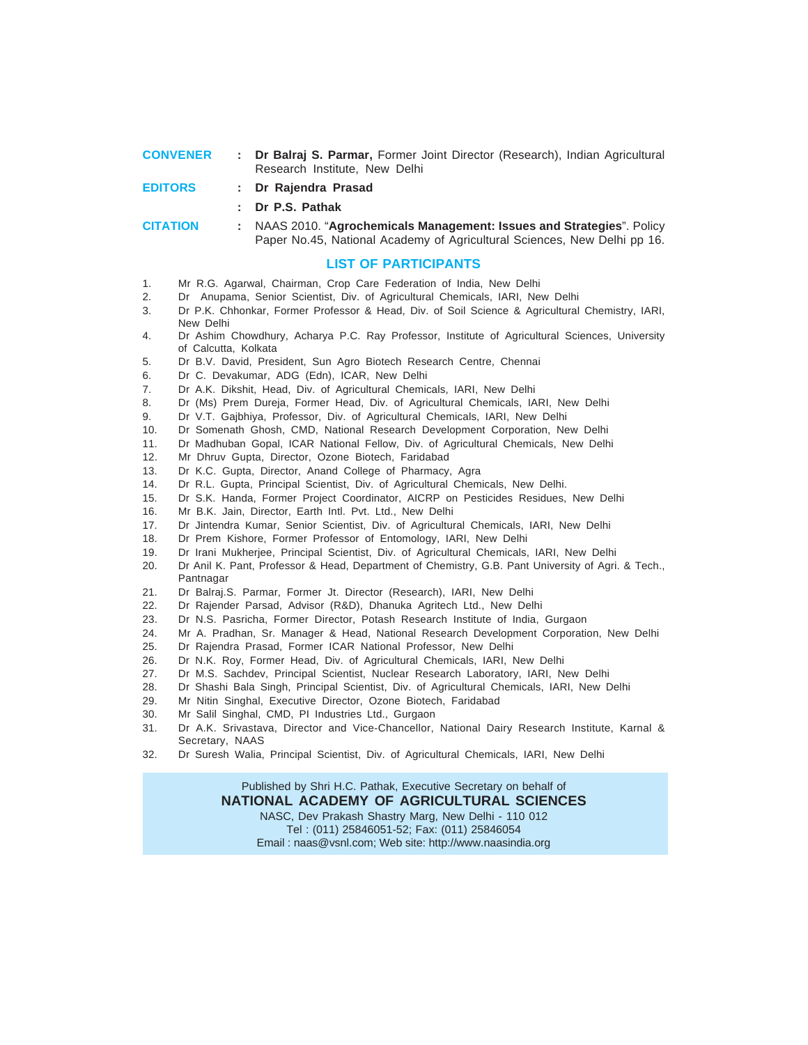**CONVENER** : **Dr Balraj S. Parmar,** Former Joint Director (Research), Indian Agricultural Research Institute, New Delhi

**EDITORS** : **Dr Rajendra Prasad**

: **Dr P.S. Pathak**

**CITATION** : NAAS 2010. "**Agrochemicals Management: Issues and Strategies**". Policy Paper No.45, National Academy of Agricultural Sciences, New Delhi pp 16.

## LIST OF PARTICIPANTS

1. Mr R.G. Agarwal, Chairman, Crop Care Federation of India, New Delhi
2. Dr Anupama, Senior Scientist, Div. of Agricultural Chemicals, IARI, New Delhi
3. Dr P.K. Chhonkar, Former Professor & Head, Div. of Soil Science & Agricultural Chemistry, IARI, New Delhi
4. Dr Ashim Chowdhury, Acharya P.C. Ray Professor, Institute of Agricultural Sciences, University of Calcutta, Kolkata
5. Dr B.V. David, President, Sun Agro Biotech Research Centre, Chennai
6. Dr C. Devakumar, ADG (Edn), ICAR, New Delhi
7. Dr A.K. Dikshit, Head, Div. of Agricultural Chemicals, IARI, New Delhi
8. Dr (Ms) Prem Dureja, Former Head, Div. of Agricultural Chemicals, IARI, New Delhi
9. Dr V.T. Gajbhiya, Professor, Div. of Agricultural Chemicals, IARI, New Delhi
10. Dr Somenath Ghosh, CMD, National Research Development Corporation, New Delhi
11. Dr Madhuban Gopal, ICAR National Fellow, Div. of Agricultural Chemicals, New Delhi
12. Mr Dhruv Gupta, Director, Ozone Biotech, Faridabad
13. Dr K.C. Gupta, Director, Anand College of Pharmacy, Agra
14. Dr R.L. Gupta, Principal Scientist, Div. of Agricultural Chemicals, New Delhi.
15. Dr S.K. Handa, Former Project Coordinator, AICRP on Pesticides Residues, New Delhi
16. Mr B.K. Jain, Director, Earth Intl. Pvt. Ltd., New Delhi
17. Dr Jintendra Kumar, Senior Scientist, Div. of Agricultural Chemicals, IARI, New Delhi
18. Dr Prem Kishore, Former Professor of Entomology, IARI, New Delhi
19. Dr Irani Mukherjee, Principal Scientist, Div. of Agricultural Chemicals, IARI, New Delhi
20. Dr Anil K. Pant, Professor & Head, Department of Chemistry, G.B. Pant University of Agri. & Tech., Pantnagar
21. Dr Balraj.S. Parmar, Former Jt. Director (Research), IARI, New Delhi
22. Dr Rajender Parsad, Advisor (R&D), Dhanuka Agritech Ltd., New Delhi
23. Dr N.S. Pasricha, Former Director, Potash Research Institute of India, Gurgaon
24. Mr A. Pradhan, Sr. Manager & Head, National Research Development Corporation, New Delhi
25. Dr Rajendra Prasad, Former ICAR National Professor, New Delhi
26. Dr N.K. Roy, Former Head, Div. of Agricultural Chemicals, IARI, New Delhi
27. Dr M.S. Sachdev, Principal Scientist, Nuclear Research Laboratory, IARI, New Delhi
28. Dr Shashi Bala Singh, Principal Scientist, Div. of Agricultural Chemicals, IARI, New Delhi
29. Mr Nitin Singhal, Executive Director, Ozone Biotech, Faridabad
30. Mr Salil Singhal, CMD, PI Industries Ltd., Gurgaon
31. Dr A.K. Srivastava, Director and Vice-Chancellor, National Dairy Research Institute, Karnal & Secretary, NAAS
32. Dr Suresh Walia, Principal Scientist, Div. of Agricultural Chemicals, IARI, New Delhi

Published by Shri H.C. Pathak, Executive Secretary on behalf of

**NATIONAL ACADEMY OF AGRICULTURAL SCIENCES**

NASC, Dev Prakash Shastry Marg, New Delhi - 110 012

Tel : (011) 25846051-52; Fax: (011) 25846054

Email : naas@vsnl.com; Web site: http://www.naasindia.org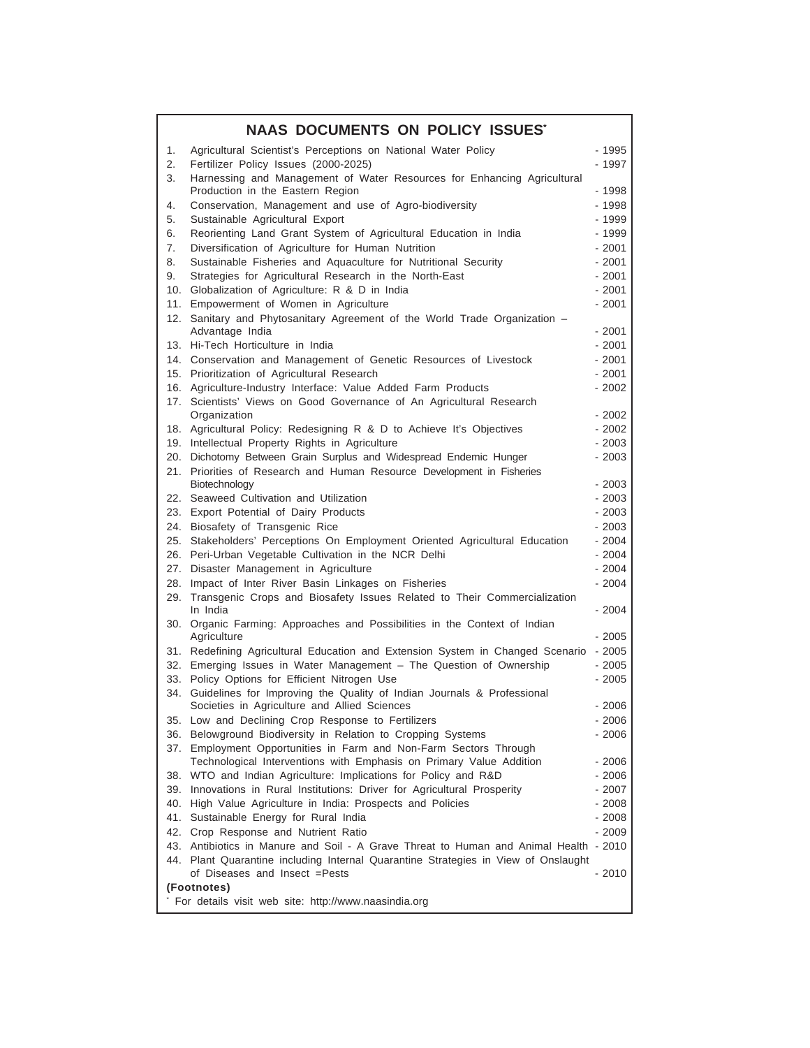## NAAS DOCUMENTS ON POLICY ISSUES*

1. Agricultural Scientist's Perceptions on National Water Policy - 1995
2. Fertilizer Policy Issues (2000-2025) - 1997
3. Harnessing and Management of Water Resources for Enhancing Agricultural Production in the Eastern Region - 1998
4. Conservation, Management and use of Agro-biodiversity - 1998
5. Sustainable Agricultural Export - 1999
6. Reorienting Land Grant System of Agricultural Education in India - 1999
7. Diversification of Agriculture for Human Nutrition - 2001
8. Sustainable Fisheries and Aquaculture for Nutritional Security - 2001
9. Strategies for Agricultural Research in the North-East - 2001
10. Globalization of Agriculture: R & D in India - 2001
11. Empowerment of Women in Agriculture - 2001
12. Sanitary and Phytosanitary Agreement of the World Trade Organization – Advantage India - 2001
13. Hi-Tech Horticulture in India - 2001
14. Conservation and Management of Genetic Resources of Livestock - 2001
15. Prioritization of Agricultural Research - 2001
16. Agriculture-Industry Interface: Value Added Farm Products - 2002
17. Scientists' Views on Good Governance of An Agricultural Research Organization - 2002
18. Agricultural Policy: Redesigning R & D to Achieve It's Objectives - 2002
19. Intellectual Property Rights in Agriculture - 2003
20. Dichotomy Between Grain Surplus and Widespread Endemic Hunger - 2003
21. Priorities of Research and Human Resource Development in Fisheries Biotechnology - 2003
22. Seaweed Cultivation and Utilization - 2003
23. Export Potential of Dairy Products - 2003
24. Biosafety of Transgenic Rice - 2003
25. Stakeholders' Perceptions On Employment Oriented Agricultural Education - 2004
26. Peri-Urban Vegetable Cultivation in the NCR Delhi - 2004
27. Disaster Management in Agriculture - 2004
28. Impact of Inter River Basin Linkages on Fisheries - 2004
29. Transgenic Crops and Biosafety Issues Related to Their Commercialization In India - 2004
30. Organic Farming: Approaches and Possibilities in the Context of Indian Agriculture - 2005
31. Redefining Agricultural Education and Extension System in Changed Scenario - 2005
32. Emerging Issues in Water Management – The Question of Ownership - 2005
33. Policy Options for Efficient Nitrogen Use - 2005
34. Guidelines for Improving the Quality of Indian Journals & Professional Societies in Agriculture and Allied Sciences - 2006
35. Low and Declining Crop Response to Fertilizers - 2006
36. Belowground Biodiversity in Relation to Cropping Systems - 2006
37. Employment Opportunities in Farm and Non-Farm Sectors Through Technological Interventions with Emphasis on Primary Value Addition - 2006
38. WTO and Indian Agriculture: Implications for Policy and R&D - 2006
39. Innovations in Rural Institutions: Driver for Agricultural Prosperity - 2007
40. High Value Agriculture in India: Prospects and Policies - 2008
41. Sustainable Energy for Rural India - 2008
42. Crop Response and Nutrient Ratio - 2009
43. Antibiotics in Manure and Soil - A Grave Threat to Human and Animal Health - 2010
44. Plant Quarantine including Internal Quarantine Strategies in View of Onslaught of Diseases and Insect =Pests - 2010

**(Footnotes)**

* For details visit web site: http://www.naasindia.org